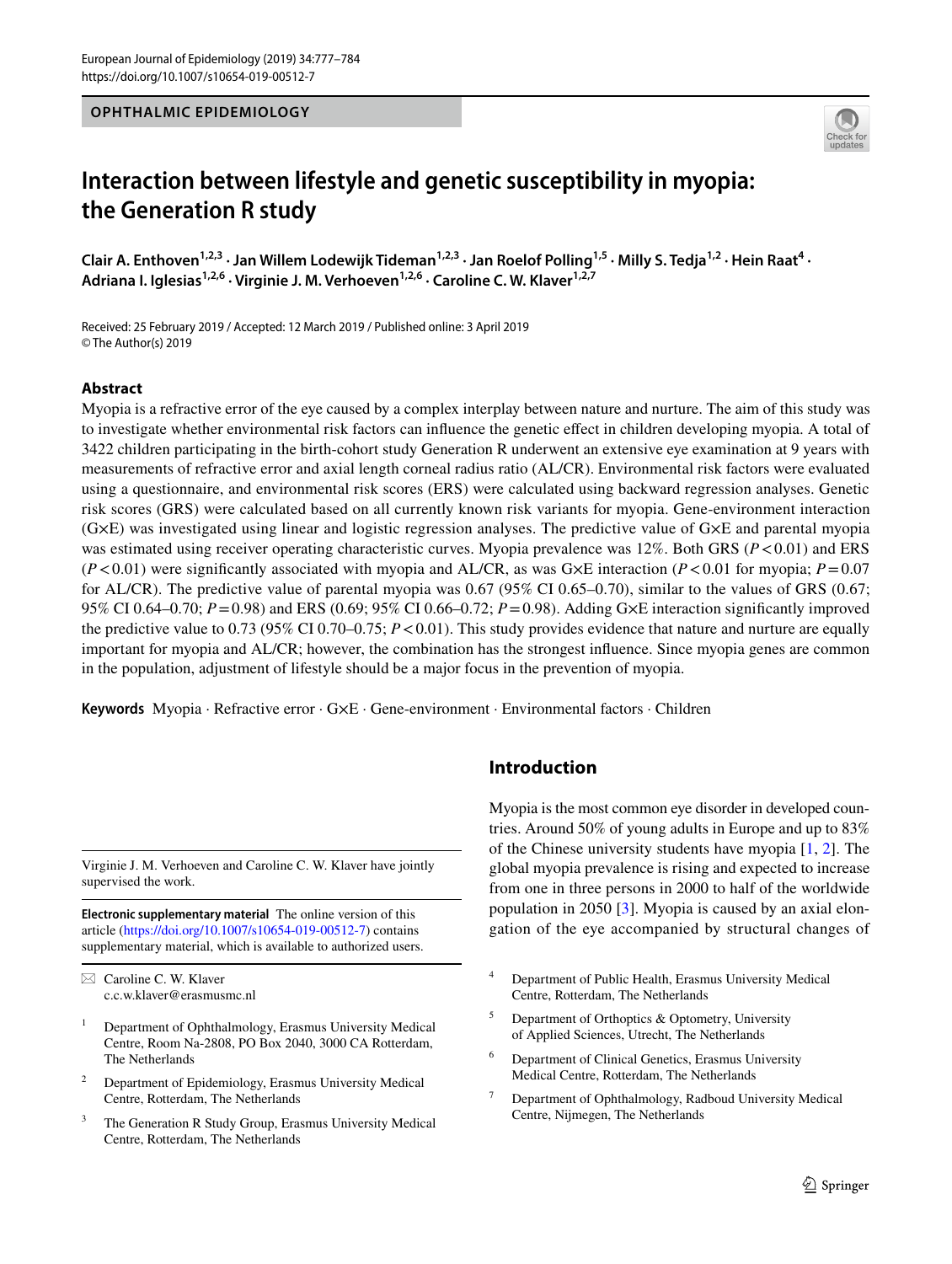OPHTHALMIC EPIDEMIOLOGY

# Interaction between lifestyle and genetic susceptibility in myopia: the Generation R study

**Clair A. Enthoven**[1,2,3] · **Jan Willem Lodewijk Tideman**[1,2,3] · **Jan Roelof Polling**[1,5] · **Milly S. Tedja**[1,2] · **Hein Raat**[4] · **Adriana I. Iglesias**[1,2,6] · **Virginie J. M. Verhoeven**[1,2,6] · **Caroline C. W. Klaver**[1,2,7]

Received: 25 February 2019 / Accepted: 12 March 2019 / Published online: 3 April 2019
© The Author(s) 2019

## Abstract

Myopia is a refractive error of the eye caused by a complex interplay between nature and nurture. The aim of this study was to investigate whether environmental risk factors can influence the genetic effect in children developing myopia. A total of 3422 children participating in the birth-cohort study Generation R underwent an extensive eye examination at 9 years with measurements of refractive error and axial length corneal radius ratio (AL/CR). Environmental risk factors were evaluated using a questionnaire, and environmental risk scores (ERS) were calculated using backward regression analyses. Genetic risk scores (GRS) were calculated based on all currently known risk variants for myopia. Gene-environment interaction (G×E) was investigated using linear and logistic regression analyses. The predictive value of G×E and parental myopia was estimated using receiver operating characteristic curves. Myopia prevalence was 12%. Both GRS ($P<0.01$) and ERS ($P<0.01$) were significantly associated with myopia and AL/CR, as was G×E interaction ($P<0.01$ for myopia; $P=0.07$ for AL/CR). The predictive value of parental myopia was 0.67 (95% CI 0.65–0.70), similar to the values of GRS (0.67; 95% CI 0.64–0.70; $P=0.98$) and ERS (0.69; 95% CI 0.66–0.72; $P=0.98$). Adding G×E interaction significantly improved the predictive value to 0.73 (95% CI 0.70–0.75; $P<0.01$). This study provides evidence that nature and nurture are equally important for myopia and AL/CR; however, the combination has the strongest influence. Since myopia genes are common in the population, adjustment of lifestyle should be a major focus in the prevention of myopia.

**Keywords** Myopia · Refractive error · G×E · Gene-environment · Environmental factors · Children

## Introduction

Myopia is the most common eye disorder in developed countries. Around 50% of young adults in Europe and up to 83% of the Chinese university students have myopia [1, 2]. The global myopia prevalence is rising and expected to increase from one in three persons in 2000 to half of the worldwide population in 2050 [3]. Myopia is caused by an axial elongation of the eye accompanied by structural changes of

---

Virginie J. M. Verhoeven and Caroline C. W. Klaver have jointly supervised the work.

**Electronic supplementary material** The online version of this article (https://doi.org/10.1007/s10654-019-00512-7) contains supplementary material, which is available to authorized users.

✉ Caroline C. W. Klaver
c.c.w.klaver@erasmusmc.nl

1. Department of Ophthalmology, Erasmus University Medical Centre, Room Na-2808, PO Box 2040, 3000 CA Rotterdam, The Netherlands
2. Department of Epidemiology, Erasmus University Medical Centre, Rotterdam, The Netherlands
3. The Generation R Study Group, Erasmus University Medical Centre, Rotterdam, The Netherlands
4. Department of Public Health, Erasmus University Medical Centre, Rotterdam, The Netherlands
5. Department of Orthoptics & Optometry, University of Applied Sciences, Utrecht, The Netherlands
6. Department of Clinical Genetics, Erasmus University Medical Centre, Rotterdam, The Netherlands
7. Department of Ophthalmology, Radboud University Medical Centre, Nijmegen, The Netherlands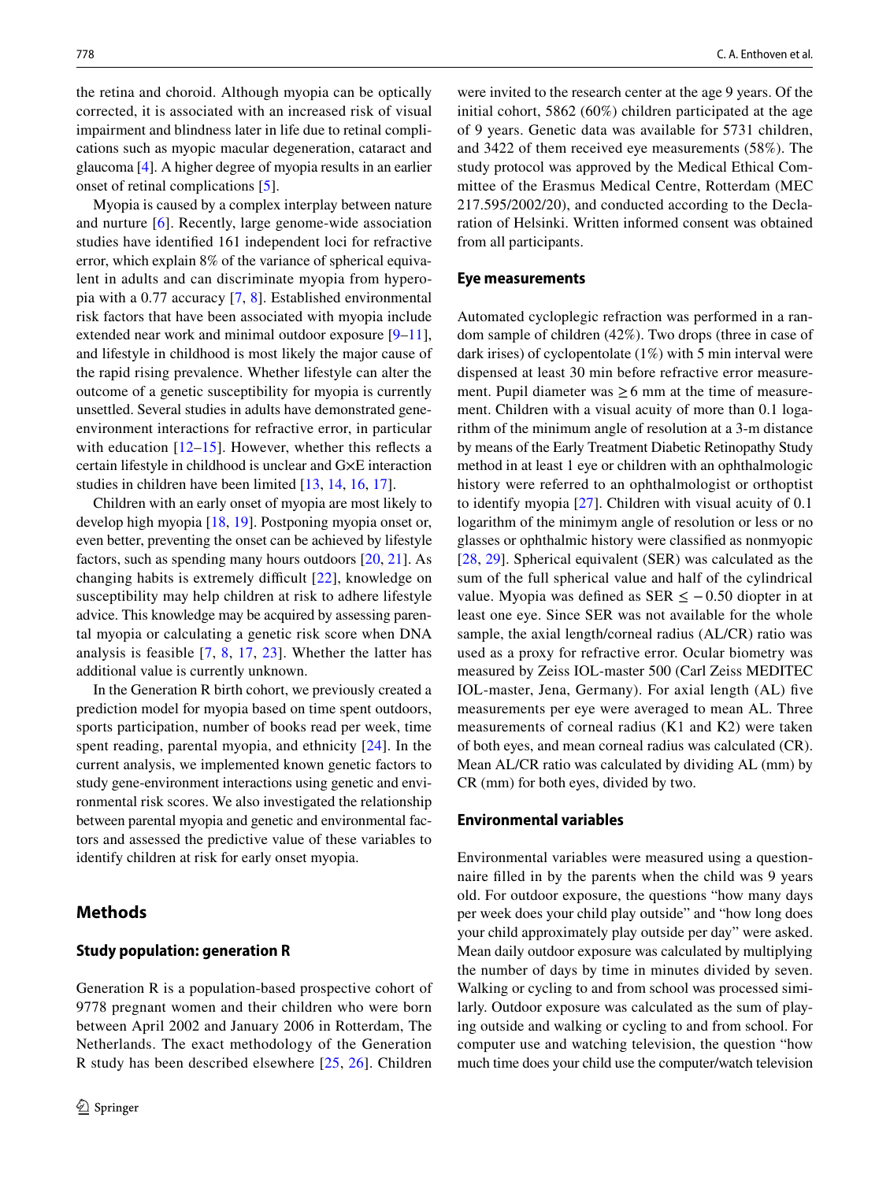the retina and choroid. Although myopia can be optically corrected, it is associated with an increased risk of visual impairment and blindness later in life due to retinal complications such as myopic macular degeneration, cataract and glaucoma [4]. A higher degree of myopia results in an earlier onset of retinal complications [5].

Myopia is caused by a complex interplay between nature and nurture [6]. Recently, large genome-wide association studies have identified 161 independent loci for refractive error, which explain 8% of the variance of spherical equivalent in adults and can discriminate myopia from hyperopia with a 0.77 accuracy [7, 8]. Established environmental risk factors that have been associated with myopia include extended near work and minimal outdoor exposure [9–11], and lifestyle in childhood is most likely the major cause of the rapid rising prevalence. Whether lifestyle can alter the outcome of a genetic susceptibility for myopia is currently unsettled. Several studies in adults have demonstrated gene-environment interactions for refractive error, in particular with education [12–15]. However, whether this reflects a certain lifestyle in childhood is unclear and G×E interaction studies in children have been limited [13, 14, 16, 17].

Children with an early onset of myopia are most likely to develop high myopia [18, 19]. Postponing myopia onset or, even better, preventing the onset can be achieved by lifestyle factors, such as spending many hours outdoors [20, 21]. As changing habits is extremely difficult [22], knowledge on susceptibility may help children at risk to adhere lifestyle advice. This knowledge may be acquired by assessing parental myopia or calculating a genetic risk score when DNA analysis is feasible [7, 8, 17, 23]. Whether the latter has additional value is currently unknown.

In the Generation R birth cohort, we previously created a prediction model for myopia based on time spent outdoors, sports participation, number of books read per week, time spent reading, parental myopia, and ethnicity [24]. In the current analysis, we implemented known genetic factors to study gene-environment interactions using genetic and environmental risk scores. We also investigated the relationship between parental myopia and genetic and environmental factors and assessed the predictive value of these variables to identify children at risk for early onset myopia.

## Methods

### Study population: generation R

Generation R is a population-based prospective cohort of 9778 pregnant women and their children who were born between April 2002 and January 2006 in Rotterdam, The Netherlands. The exact methodology of the Generation R study has been described elsewhere [25, 26]. Children were invited to the research center at the age 9 years. Of the initial cohort, 5862 (60%) children participated at the age of 9 years. Genetic data was available for 5731 children, and 3422 of them received eye measurements (58%). The study protocol was approved by the Medical Ethical Committee of the Erasmus Medical Centre, Rotterdam (MEC 217.595/2002/20), and conducted according to the Declaration of Helsinki. Written informed consent was obtained from all participants.

### Eye measurements

Automated cycloplegic refraction was performed in a random sample of children (42%). Two drops (three in case of dark irises) of cyclopentolate (1%) with 5 min interval were dispensed at least 30 min before refractive error measurement. Pupil diameter was $\geq 6$ mm at the time of measurement. Children with a visual acuity of more than 0.1 logarithm of the minimum angle of resolution at a 3-m distance by means of the Early Treatment Diabetic Retinopathy Study method in at least 1 eye or children with an ophthalmologic history were referred to an ophthalmologist or orthoptist to identify myopia [27]. Children with visual acuity of 0.1 logarithm of the minimym angle of resolution or less or no glasses or ophthalmic history were classified as nonmyopic [28, 29]. Spherical equivalent (SER) was calculated as the sum of the full spherical value and half of the cylindrical value. Myopia was defined as SER $\leq -0.50$ diopter in at least one eye. Since SER was not available for the whole sample, the axial length/corneal radius (AL/CR) ratio was used as a proxy for refractive error. Ocular biometry was measured by Zeiss IOL-master 500 (Carl Zeiss MEDITEC IOL-master, Jena, Germany). For axial length (AL) five measurements per eye were averaged to mean AL. Three measurements of corneal radius (K1 and K2) were taken of both eyes, and mean corneal radius was calculated (CR). Mean AL/CR ratio was calculated by dividing AL (mm) by CR (mm) for both eyes, divided by two.

### Environmental variables

Environmental variables were measured using a questionnaire filled in by the parents when the child was 9 years old. For outdoor exposure, the questions "how many days per week does your child play outside" and "how long does your child approximately play outside per day" were asked. Mean daily outdoor exposure was calculated by multiplying the number of days by time in minutes divided by seven. Walking or cycling to and from school was processed similarly. Outdoor exposure was calculated as the sum of playing outside and walking or cycling to and from school. For computer use and watching television, the question "how much time does your child use the computer/watch television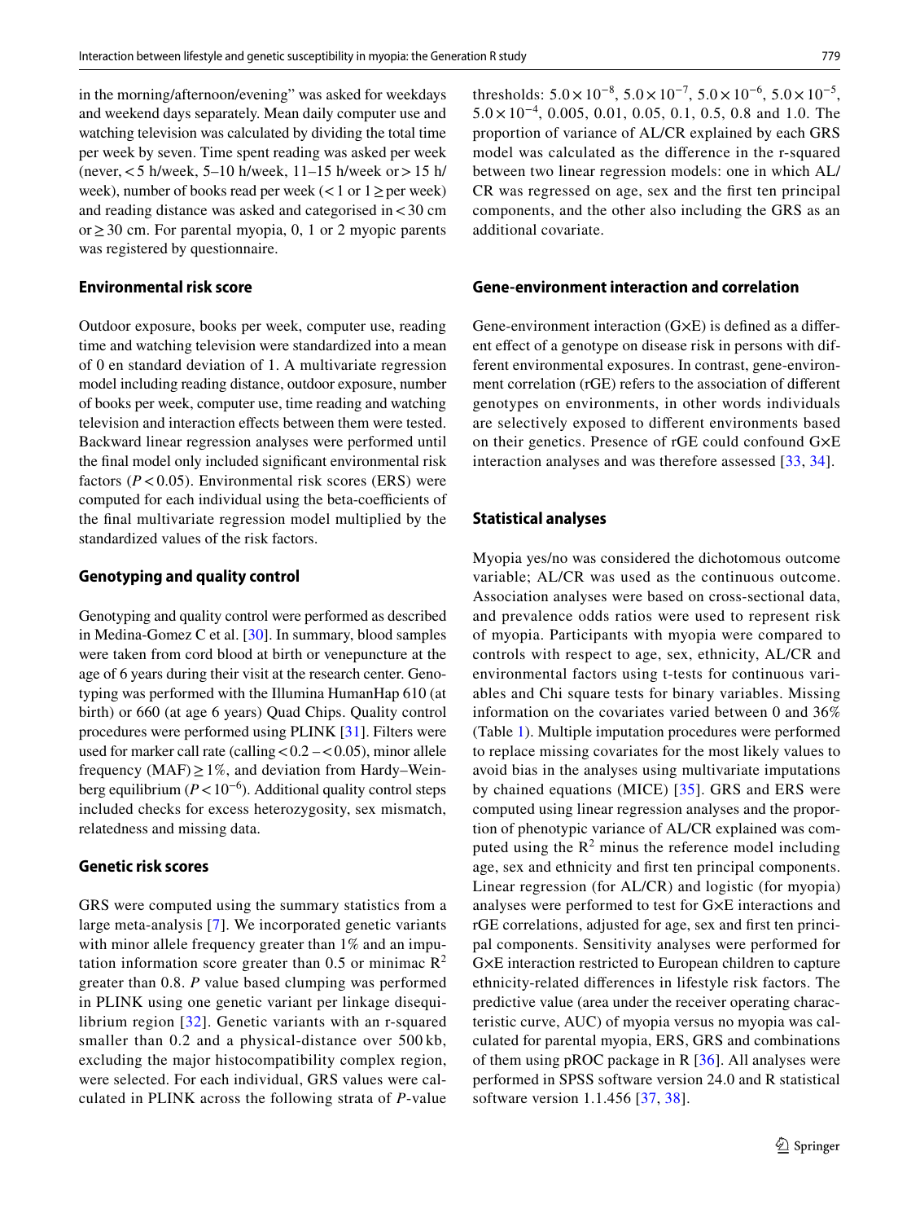in the morning/afternoon/evening" was asked for weekdays and weekend days separately. Mean daily computer use and watching television was calculated by dividing the total time per week by seven. Time spent reading was asked per week (never, < 5 h/week, 5–10 h/week, 11–15 h/week or > 15 h/week), number of books read per week (< 1 or 1 ≥ per week) and reading distance was asked and categorised in < 30 cm or ≥ 30 cm. For parental myopia, 0, 1 or 2 myopic parents was registered by questionnaire.

### Environmental risk score

Outdoor exposure, books per week, computer use, reading time and watching television were standardized into a mean of 0 en standard deviation of 1. A multivariate regression model including reading distance, outdoor exposure, number of books per week, computer use, time reading and watching television and interaction effects between them were tested. Backward linear regression analyses were performed until the final model only included significant environmental risk factors ($P < 0.05$). Environmental risk scores (ERS) were computed for each individual using the beta-coefficients of the final multivariate regression model multiplied by the standardized values of the risk factors.

### Genotyping and quality control

Genotyping and quality control were performed as described in Medina-Gomez C et al. [30]. In summary, blood samples were taken from cord blood at birth or venepuncture at the age of 6 years during their visit at the research center. Genotyping was performed with the Illumina HumanHap 610 (at birth) or 660 (at age 6 years) Quad Chips. Quality control procedures were performed using PLINK [31]. Filters were used for marker call rate (calling < 0.2 – < 0.05), minor allele frequency (MAF) ≥ 1%, and deviation from Hardy–Weinberg equilibrium ($P < 10^{-6}$). Additional quality control steps included checks for excess heterozygosity, sex mismatch, relatedness and missing data.

### Genetic risk scores

GRS were computed using the summary statistics from a large meta-analysis [7]. We incorporated genetic variants with minor allele frequency greater than 1% and an imputation information score greater than 0.5 or minimac $R^2$ greater than 0.8. *P* value based clumping was performed in PLINK using one genetic variant per linkage disequilibrium region [32]. Genetic variants with an r-squared smaller than 0.2 and a physical-distance over 500 kb, excluding the major histocompatibility complex region, were selected. For each individual, GRS values were calculated in PLINK across the following strata of *P*-value thresholds: $5.0 \times 10^{-8}$, $5.0 \times 10^{-7}$, $5.0 \times 10^{-6}$, $5.0 \times 10^{-5}$, $5.0 \times 10^{-4}$, 0.005, 0.01, 0.05, 0.1, 0.5, 0.8 and 1.0. The proportion of variance of AL/CR explained by each GRS model was calculated as the difference in the r-squared between two linear regression models: one in which AL/CR was regressed on age, sex and the first ten principal components, and the other also including the GRS as an additional covariate.

### Gene-environment interaction and correlation

Gene-environment interaction (G×E) is defined as a different effect of a genotype on disease risk in persons with different environmental exposures. In contrast, gene-environment correlation (rGE) refers to the association of different genotypes on environments, in other words individuals are selectively exposed to different environments based on their genetics. Presence of rGE could confound G×E interaction analyses and was therefore assessed [33, 34].

### Statistical analyses

Myopia yes/no was considered the dichotomous outcome variable; AL/CR was used as the continuous outcome. Association analyses were based on cross-sectional data, and prevalence odds ratios were used to represent risk of myopia. Participants with myopia were compared to controls with respect to age, sex, ethnicity, AL/CR and environmental factors using t-tests for continuous variables and Chi square tests for binary variables. Missing information on the covariates varied between 0 and 36% (Table 1). Multiple imputation procedures were performed to replace missing covariates for the most likely values to avoid bias in the analyses using multivariate imputations by chained equations (MICE) [35]. GRS and ERS were computed using linear regression analyses and the proportion of phenotypic variance of AL/CR explained was computed using the $R^2$ minus the reference model including age, sex and ethnicity and first ten principal components. Linear regression (for AL/CR) and logistic (for myopia) analyses were performed to test for G×E interactions and rGE correlations, adjusted for age, sex and first ten principal components. Sensitivity analyses were performed for G×E interaction restricted to European children to capture ethnicity-related differences in lifestyle risk factors. The predictive value (area under the receiver operating characteristic curve, AUC) of myopia versus no myopia was calculated for parental myopia, ERS, GRS and combinations of them using pROC package in R [36]. All analyses were performed in SPSS software version 24.0 and R statistical software version 1.1.456 [37, 38].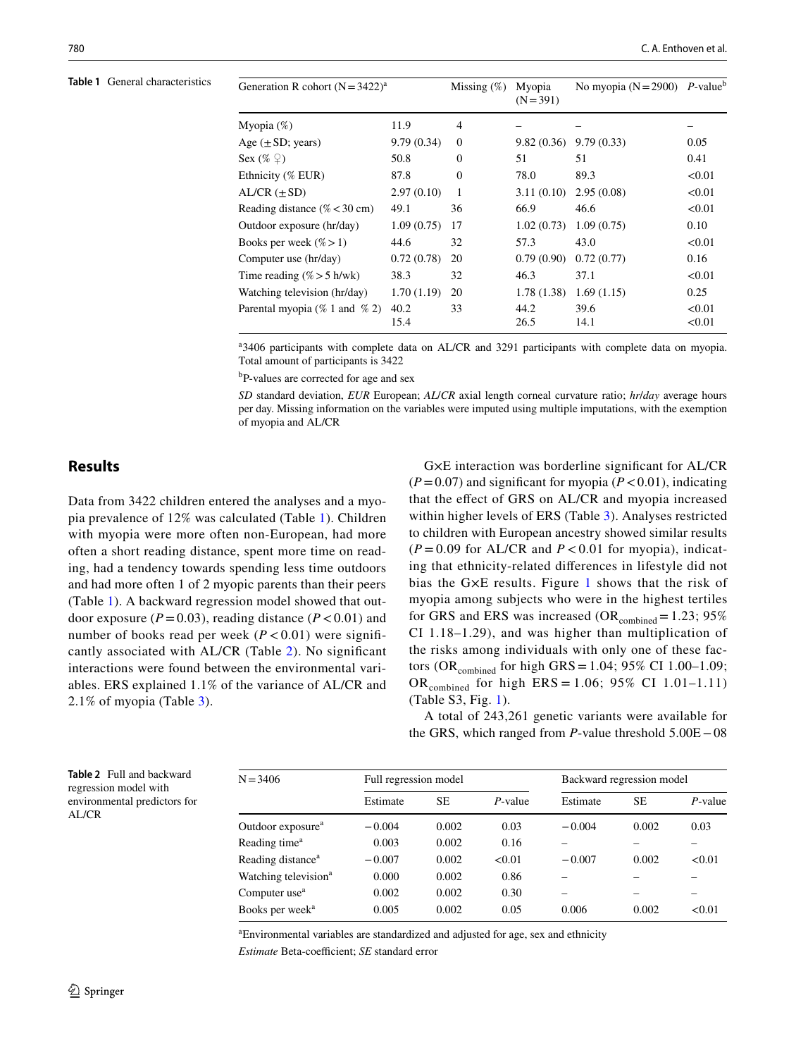**Table 1** General characteristics

| Generation R cohort (N = 3422)[a] | | Missing (%) | Myopia (N = 391) | No myopia (N = 2900) | P-value[b] |
|---|---|---|---|---|---|
| Myopia (%) | 11.9 | 4 | – | – | – |
| Age (±SD; years) | 9.79 (0.34) | 0 | 9.82 (0.36) | 9.79 (0.33) | 0.05 |
| Sex (% ♀) | 50.8 | 0 | 51 | 51 | 0.41 |
| Ethnicity (% EUR) | 87.8 | 0 | 78.0 | 89.3 | <0.01 |
| AL/CR (±SD) | 2.97 (0.10) | 1 | 3.11 (0.10) | 2.95 (0.08) | <0.01 |
| Reading distance (% < 30 cm) | 49.1 | 36 | 66.9 | 46.6 | <0.01 |
| Outdoor exposure (hr/day) | 1.09 (0.75) | 17 | 1.02 (0.73) | 1.09 (0.75) | 0.10 |
| Books per week (% > 1) | 44.6 | 32 | 57.3 | 43.0 | <0.01 |
| Computer use (hr/day) | 0.72 (0.78) | 20 | 0.79 (0.90) | 0.72 (0.77) | 0.16 |
| Time reading (% > 5 h/wk) | 38.3 | 32 | 46.3 | 37.1 | <0.01 |
| Watching television (hr/day) | 1.70 (1.19) | 20 | 1.78 (1.38) | 1.69 (1.15) | 0.25 |
| Parental myopia (% 1 and % 2) | 40.2<br>15.4 | 33 | 44.2<br>26.5 | 39.6<br>14.1 | <0.01<br><0.01 |

[a]3406 participants with complete data on AL/CR and 3291 participants with complete data on myopia. Total amount of participants is 3422

[b]P-values are corrected for age and sex

*SD* standard deviation, *EUR* European; *AL/CR* axial length corneal curvature ratio; *hr/day* average hours per day. Missing information on the variables were imputed using multiple imputations, with the exemption of myopia and AL/CR

## Results

Data from 3422 children entered the analyses and a myopia prevalence of 12% was calculated (Table 1). Children with myopia were more often non-European, had more often a short reading distance, spent more time on reading, had a tendency towards spending less time outdoors and had more often 1 of 2 myopic parents than their peers (Table 1). A backward regression model showed that outdoor exposure ($P = 0.03$), reading distance ($P < 0.01$) and number of books read per week ($P < 0.01$) were significantly associated with AL/CR (Table 2). No significant interactions were found between the environmental variables. ERS explained 1.1% of the variance of AL/CR and 2.1% of myopia (Table 3).

G×E interaction was borderline significant for AL/CR ($P = 0.07$) and significant for myopia ($P < 0.01$), indicating that the effect of GRS on AL/CR and myopia increased within higher levels of ERS (Table 3). Analyses restricted to children with European ancestry showed similar results ($P = 0.09$ for AL/CR and $P < 0.01$ for myopia), indicating that ethnicity-related differences in lifestyle did not bias the G×E results. Figure 1 shows that the risk of myopia among subjects who were in the highest tertiles for GRS and ERS was increased ($OR_{combined} = 1.23$; 95% CI 1.18–1.29), and was higher than multiplication of the risks among individuals with only one of these factors ($OR_{combined}$ for high GRS = 1.04; 95% CI 1.00–1.09; $OR_{combined}$ for high ERS = 1.06; 95% CI 1.01–1.11) (Table S3, Fig. 1).

A total of 243,261 genetic variants were available for the GRS, which ranged from P-value threshold 5.00E−08

**Table 2** Full and backward regression model with environmental predictors for AL/CR

| N = 3406 | Full regression model | | | Backward regression model | | |
|---|---|---|---|---|---|---|
| | Estimate | SE | P-value | Estimate | SE | P-value |
| Outdoor exposure[a] | −0.004 | 0.002 | 0.03 | −0.004 | 0.002 | 0.03 |
| Reading time[a] | 0.003 | 0.002 | 0.16 | – | – | – |
| Reading distance[a] | −0.007 | 0.002 | <0.01 | −0.007 | 0.002 | <0.01 |
| Watching television[a] | 0.000 | 0.002 | 0.86 | – | – | – |
| Computer use[a] | 0.002 | 0.002 | 0.30 | – | – | – |
| Books per week[a] | 0.005 | 0.002 | 0.05 | 0.006 | 0.002 | <0.01 |

[a]Environmental variables are standardized and adjusted for age, sex and ethnicity

*Estimate* Beta-coefficient; *SE* standard error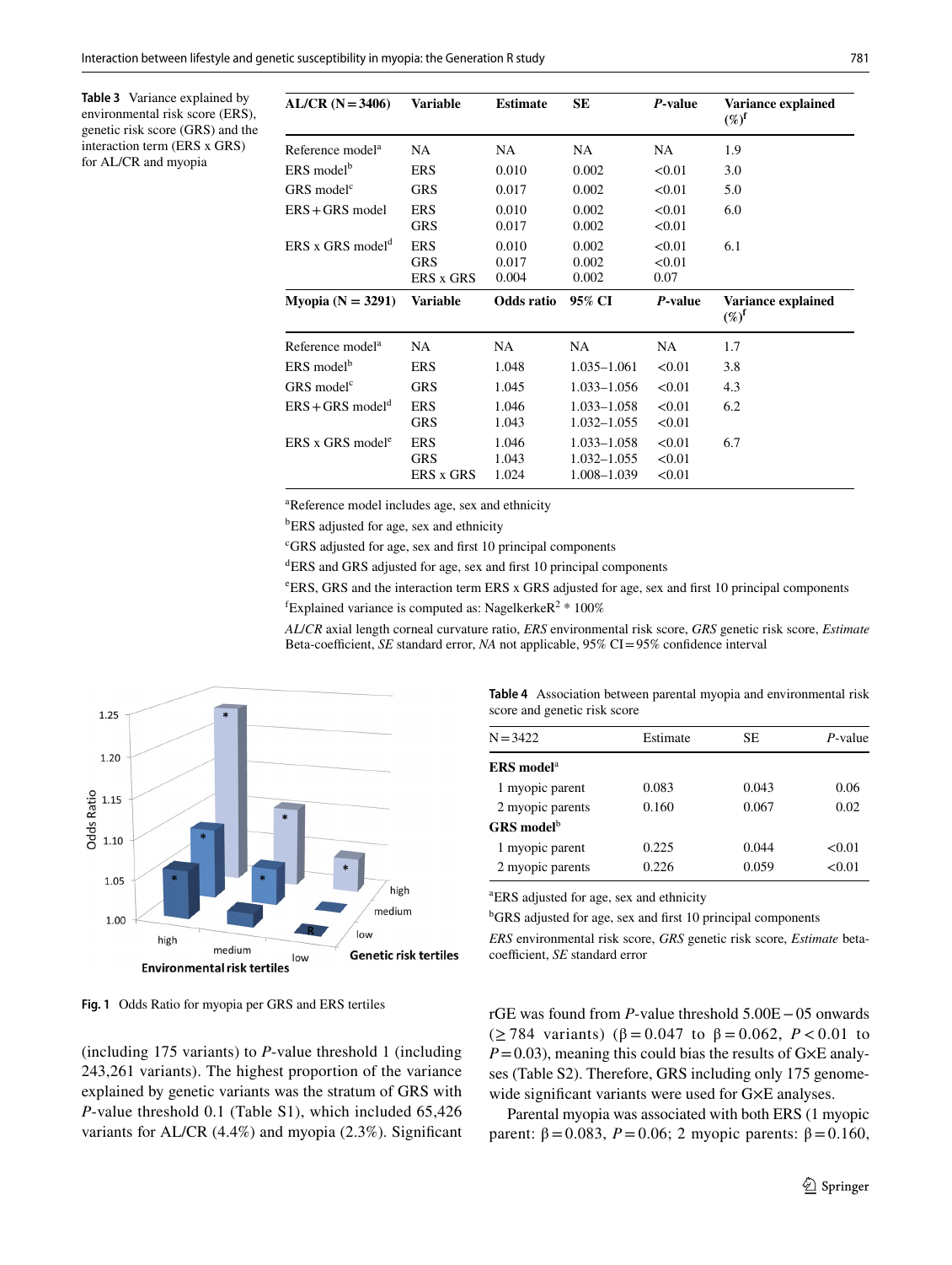**Table 3** Variance explained by environmental risk score (ERS), genetic risk score (GRS) and the interaction term (ERS x GRS) for AL/CR and myopia

| AL/CR (N = 3406) | Variable | Estimate | SE | *P*-value | Variance explained (%)[f] |
|---|---|---|---|---|---|
| Reference model[a] | NA | NA | NA | NA | 1.9 |
| ERS model[b] | ERS | 0.010 | 0.002 | <0.01 | 3.0 |
| GRS model[c] | GRS | 0.017 | 0.002 | <0.01 | 5.0 |
| ERS + GRS model | ERS | 0.010 | 0.002 | <0.01 | 6.0 |
| | GRS | 0.017 | 0.002 | <0.01 | |
| ERS x GRS model[d] | ERS | 0.010 | 0.002 | <0.01 | 6.1 |
| | GRS | 0.017 | 0.002 | <0.01 | |
| | ERS x GRS | 0.004 | 0.002 | 0.07 | |
| **Myopia (N = 3291)** | **Variable** | **Odds ratio** | **95% CI** | ***P*-value** | **Variance explained (%)[f]** |
| Reference model[a] | NA | NA | NA | NA | 1.7 |
| ERS model[b] | ERS | 1.048 | 1.035–1.061 | <0.01 | 3.8 |
| GRS model[c] | GRS | 1.045 | 1.033–1.056 | <0.01 | 4.3 |
| ERS + GRS model[d] | ERS | 1.046 | 1.033–1.058 | <0.01 | 6.2 |
| | GRS | 1.043 | 1.032–1.055 | <0.01 | |
| ERS x GRS model[e] | ERS | 1.046 | 1.033–1.058 | <0.01 | 6.7 |
| | GRS | 1.043 | 1.032–1.055 | <0.01 | |
| | ERS x GRS | 1.024 | 1.008–1.039 | <0.01 | |

[a]Reference model includes age, sex and ethnicity

[b]ERS adjusted for age, sex and ethnicity

[c]GRS adjusted for age, sex and first 10 principal components

[d]ERS and GRS adjusted for age, sex and first 10 principal components

[e]ERS, GRS and the interaction term ERS x GRS adjusted for age, sex and first 10 principal components

[f]Explained variance is computed as: Nagelkerke$R^2$ * 100%

*AL/CR* axial length corneal curvature ratio, *ERS* environmental risk score, *GRS* genetic risk score, *Estimate* Beta-coefficient, *SE* standard error, *NA* not applicable, 95% CI = 95% confidence interval

**Fig. 1** Odds Ratio for myopia per GRS and ERS tertiles

(including 175 variants) to *P*-value threshold 1 (including 243,261 variants). The highest proportion of the variance explained by genetic variants was the stratum of GRS with *P*-value threshold 0.1 (Table S1), which included 65,426 variants for AL/CR (4.4%) and myopia (2.3%). Significant rGE was found from *P*-value threshold 5.00E−05 onwards (≥ 784 variants) ($\beta = 0.047$ to $\beta = 0.062$, $P < 0.01$ to $P = 0.03$), meaning this could bias the results of G×E analyses (Table S2). Therefore, GRS including only 175 genome-wide significant variants were used for G×E analyses.

**Table 4** Association between parental myopia and environmental risk score and genetic risk score

| N = 3422 | Estimate | SE | *P*-value |
|---|---|---|---|
| **ERS model[a]** | | | |
| 1 myopic parent | 0.083 | 0.043 | 0.06 |
| 2 myopic parents | 0.160 | 0.067 | 0.02 |
| **GRS model[b]** | | | |
| 1 myopic parent | 0.225 | 0.044 | <0.01 |
| 2 myopic parents | 0.226 | 0.059 | <0.01 |

[a]ERS adjusted for age, sex and ethnicity

[b]GRS adjusted for age, sex and first 10 principal components

*ERS* environmental risk score, *GRS* genetic risk score, *Estimate* beta-coefficient, *SE* standard error

Parental myopia was associated with both ERS (1 myopic parent: $\beta = 0.083$, $P = 0.06$; 2 myopic parents: $\beta = 0.160$,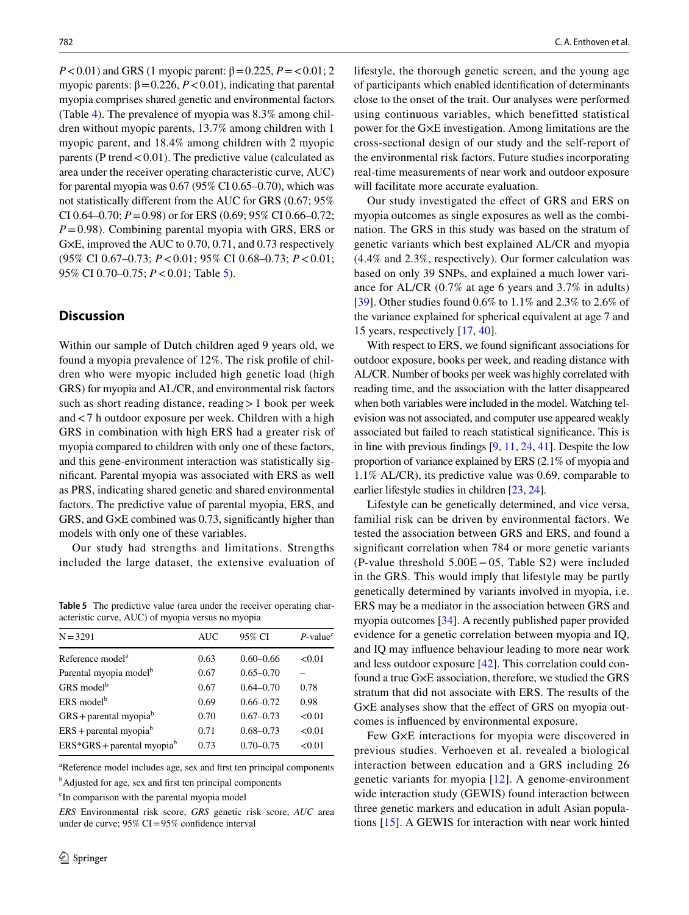$P < 0.01$) and GRS (1 myopic parent: $\beta = 0.225$, $P = < 0.01$; 2 myopic parents: $\beta = 0.226$, $P < 0.01$), indicating that parental myopia comprises shared genetic and environmental factors (Table 4). The prevalence of myopia was 8.3% among children without myopic parents, 13.7% among children with 1 myopic parent, and 18.4% among children with 2 myopic parents (P trend < 0.01). The predictive value (calculated as area under the receiver operating characteristic curve, AUC) for parental myopia was 0.67 (95% CI 0.65–0.70), which was not statistically different from the AUC for GRS (0.67; 95% CI 0.64–0.70; $P = 0.98$) or for ERS (0.69; 95% CI 0.66–0.72; $P = 0.98$). Combining parental myopia with GRS, ERS or G×E, improved the AUC to 0.70, 0.71, and 0.73 respectively (95% CI 0.67–0.73; $P < 0.01$; 95% CI 0.68–0.73; $P < 0.01$; 95% CI 0.70–0.75; $P < 0.01$; Table 5).

## Discussion

Within our sample of Dutch children aged 9 years old, we found a myopia prevalence of 12%. The risk profile of children who were myopic included high genetic load (high GRS) for myopia and AL/CR, and environmental risk factors such as short reading distance, reading > 1 book per week and < 7 h outdoor exposure per week. Children with a high GRS in combination with high ERS had a greater risk of myopia compared to children with only one of these factors, and this gene-environment interaction was statistically significant. Parental myopia was associated with ERS as well as PRS, indicating shared genetic and shared environmental factors. The predictive value of parental myopia, ERS, and GRS, and G×E combined was 0.73, significantly higher than models with only one of these variables.

Our study had strengths and limitations. Strengths included the large dataset, the extensive evaluation of lifestyle, the thorough genetic screen, and the young age of participants which enabled identification of determinants close to the onset of the trait. Our analyses were performed using continuous variables, which benefitted statistical power for the G×E investigation. Among limitations are the cross-sectional design of our study and the self-report of the environmental risk factors. Future studies incorporating real-time measurements of near work and outdoor exposure will facilitate more accurate evaluation.

Our study investigated the effect of GRS and ERS on myopia outcomes as single exposures as well as the combination. The GRS in this study was based on the stratum of genetic variants which best explained AL/CR and myopia (4.4% and 2.3%, respectively). Our former calculation was based on only 39 SNPs, and explained a much lower variance for AL/CR (0.7% at age 6 years and 3.7% in adults) [39]. Other studies found 0.6% to 1.1% and 2.3% to 2.6% of the variance explained for spherical equivalent at age 7 and 15 years, respectively [17, 40].

With respect to ERS, we found significant associations for outdoor exposure, books per week, and reading distance with AL/CR. Number of books per week was highly correlated with reading time, and the association with the latter disappeared when both variables were included in the model. Watching television was not associated, and computer use appeared weakly associated but failed to reach statistical significance. This is in line with previous findings [9, 11, 24, 41]. Despite the low proportion of variance explained by ERS (2.1% of myopia and 1.1% AL/CR), its predictive value was 0.69, comparable to earlier lifestyle studies in children [23, 24].

Lifestyle can be genetically determined, and vice versa, familial risk can be driven by environmental factors. We tested the association between GRS and ERS, and found a significant correlation when 784 or more genetic variants (P-value threshold 5.00E−05, Table S2) were included in the GRS. This would imply that lifestyle may be partly genetically determined by variants involved in myopia, i.e. ERS may be a mediator in the association between GRS and myopia outcomes [34]. A recently published paper provided evidence for a genetic correlation between myopia and IQ, and IQ may influence behaviour leading to more near work and less outdoor exposure [42]. This correlation could confound a true G×E association, therefore, we studied the GRS stratum that did not associate with ERS. The results of the G×E analyses show that the effect of GRS on myopia outcomes is influenced by environmental exposure.

Few G×E interactions for myopia were discovered in previous studies. Verhoeven et al. revealed a biological interaction between education and a GRS including 26 genetic variants for myopia [12]. A genome-environment wide interaction study (GEWIS) found interaction between three genetic markers and education in adult Asian populations [15]. A GEWIS for interaction with near work hinted

**Table 5** The predictive value (area under the receiver operating characteristic curve, AUC) of myopia versus no myopia

| N = 3291 | AUC | 95% CI | *P*-value[c] |
|---|---|---|---|
| Reference model[a] | 0.63 | 0.60–0.66 | <0.01 |
| Parental myopia model[b] | 0.67 | 0.65–0.70 | – |
| GRS model[b] | 0.67 | 0.64–0.70 | 0.78 |
| ERS model[b] | 0.69 | 0.66–0.72 | 0.98 |
| GRS + parental myopia[b] | 0.70 | 0.67–0.73 | <0.01 |
| ERS + parental myopia[b] | 0.71 | 0.68–0.73 | <0.01 |
| ERS*GRS + parental myopia[b] | 0.73 | 0.70–0.75 | <0.01 |

[a]Reference model includes age, sex and first ten principal components

[b]Adjusted for age, sex and first ten principal components

[c]In comparison with the parental myopia model

*ERS* Environmental risk score, *GRS* genetic risk score, *AUC* area under de curve; 95% CI = 95% confidence interval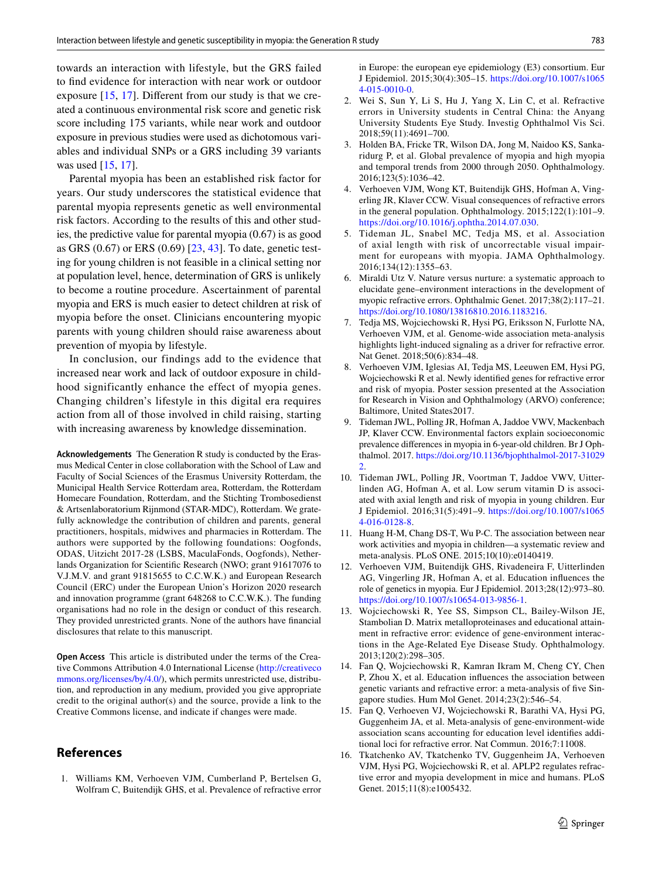towards an interaction with lifestyle, but the GRS failed to find evidence for interaction with near work or outdoor exposure [15, 17]. Different from our study is that we created a continuous environmental risk score and genetic risk score including 175 variants, while near work and outdoor exposure in previous studies were used as dichotomous variables and individual SNPs or a GRS including 39 variants was used [15, 17].

Parental myopia has been an established risk factor for years. Our study underscores the statistical evidence that parental myopia represents genetic as well environmental risk factors. According to the results of this and other studies, the predictive value for parental myopia (0.67) is as good as GRS (0.67) or ERS (0.69) [23, 43]. To date, genetic testing for young children is not feasible in a clinical setting nor at population level, hence, determination of GRS is unlikely to become a routine procedure. Ascertainment of parental myopia and ERS is much easier to detect children at risk of myopia before the onset. Clinicians encountering myopic parents with young children should raise awareness about prevention of myopia by lifestyle.

In conclusion, our findings add to the evidence that increased near work and lack of outdoor exposure in childhood significantly enhance the effect of myopia genes. Changing children's lifestyle in this digital era requires action from all of those involved in child raising, starting with increasing awareness by knowledge dissemination.

**Acknowledgements** The Generation R study is conducted by the Erasmus Medical Center in close collaboration with the School of Law and Faculty of Social Sciences of the Erasmus University Rotterdam, the Municipal Health Service Rotterdam area, Rotterdam, the Rotterdam Homecare Foundation, Rotterdam, and the Stichting Trombosedienst & Artsenlaboratorium Rijnmond (STAR-MDC), Rotterdam. We gratefully acknowledge the contribution of children and parents, general practitioners, hospitals, midwives and pharmacies in Rotterdam. The authors were supported by the following foundations: Oogfonds, ODAS, Uitzicht 2017-28 (LSBS, MaculaFonds, Oogfonds), Netherlands Organization for Scientific Research (NWO; grant 91617076 to V.J.M.V. and grant 91815655 to C.C.W.K.) and European Research Council (ERC) under the European Union's Horizon 2020 research and innovation programme (grant 648268 to C.C.W.K.). The funding organisations had no role in the design or conduct of this research. They provided unrestricted grants. None of the authors have financial disclosures that relate to this manuscript.

**Open Access** This article is distributed under the terms of the Creative Commons Attribution 4.0 International License (http://creativecommons.org/licenses/by/4.0/), which permits unrestricted use, distribution, and reproduction in any medium, provided you give appropriate credit to the original author(s) and the source, provide a link to the Creative Commons license, and indicate if changes were made.

## References

1. Williams KM, Verhoeven VJM, Cumberland P, Bertelsen G, Wolfram C, Buitendijk GHS, et al. Prevalence of refractive error in Europe: the european eye epidemiology (E3) consortium. Eur J Epidemiol. 2015;30(4):305–15. https://doi.org/10.1007/s10654-015-0010-0.
2. Wei S, Sun Y, Li S, Hu J, Yang X, Lin C, et al. Refractive errors in University students in Central China: the Anyang University Students Eye Study. Investig Ophthalmol Vis Sci. 2018;59(11):4691–700.
3. Holden BA, Fricke TR, Wilson DA, Jong M, Naidoo KS, Sankaridurg P, et al. Global prevalence of myopia and high myopia and temporal trends from 2000 through 2050. Ophthalmology. 2016;123(5):1036–42.
4. Verhoeven VJM, Wong KT, Buitendijk GHS, Hofman A, Vingerling JR, Klaver CCW. Visual consequences of refractive errors in the general population. Ophthalmology. 2015;122(1):101–9. https://doi.org/10.1016/j.ophtha.2014.07.030.
5. Tideman JL, Snabel MC, Tedja MS, et al. Association of axial length with risk of uncorrectable visual impairment for europeans with myopia. JAMA Ophthalmology. 2016;134(12):1355–63.
6. Miraldi Utz V. Nature versus nurture: a systematic approach to elucidate gene–environment interactions in the development of myopic refractive errors. Ophthalmic Genet. 2017;38(2):117–21. https://doi.org/10.1080/13816810.2016.1183216.
7. Tedja MS, Wojciechowski R, Hysi PG, Eriksson N, Furlotte NA, Verhoeven VJM, et al. Genome-wide association meta-analysis highlights light-induced signaling as a driver for refractive error. Nat Genet. 2018;50(6):834–48.
8. Verhoeven VJM, Iglesias AI, Tedja MS, Leeuwen EM, Hysi PG, Wojciechowski R et al. Newly identified genes for refractive error and risk of myopia. Poster session presented at the Association for Research in Vision and Ophthalmology (ARVO) conference; Baltimore, United States2017.
9. Tideman JWL, Polling JR, Hofman A, Jaddoe VWV, Mackenbach JP, Klaver CCW. Environmental factors explain socioeconomic prevalence differences in myopia in 6-year-old children. Br J Ophthalmol. 2017. https://doi.org/10.1136/bjophthalmol-2017-310292.
10. Tideman JWL, Polling JR, Voortman T, Jaddoe VWV, Uitterlinden AG, Hofman A, et al. Low serum vitamin D is associated with axial length and risk of myopia in young children. Eur J Epidemiol. 2016;31(5):491–9. https://doi.org/10.1007/s10654-016-0128-8.
11. Huang H-M, Chang DS-T, Wu P-C. The association between near work activities and myopia in children—a systematic review and meta-analysis. PLoS ONE. 2015;10(10):e0140419.
12. Verhoeven VJM, Buitendijk GHS, Rivadeneira F, Uitterlinden AG, Vingerling JR, Hofman A, et al. Education influences the role of genetics in myopia. Eur J Epidemiol. 2013;28(12):973–80. https://doi.org/10.1007/s10654-013-9856-1.
13. Wojciechowski R, Yee SS, Simpson CL, Bailey-Wilson JE, Stambolian D. Matrix metalloproteinases and educational attainment in refractive error: evidence of gene-environment interactions in the Age-Related Eye Disease Study. Ophthalmology. 2013;120(2):298–305.
14. Fan Q, Wojciechowski R, Kamran Ikram M, Cheng CY, Chen P, Zhou X, et al. Education influences the association between genetic variants and refractive error: a meta-analysis of five Singapore studies. Hum Mol Genet. 2014;23(2):546–54.
15. Fan Q, Verhoeven VJ, Wojciechowski R, Barathi VA, Hysi PG, Guggenheim JA, et al. Meta-analysis of gene-environment-wide association scans accounting for education level identifies additional loci for refractive error. Nat Commun. 2016;7:11008.
16. Tkatchenko AV, Tkatchenko TV, Guggenheim JA, Verhoeven VJM, Hysi PG, Wojciechowski R, et al. APLP2 regulates refractive error and myopia development in mice and humans. PLoS Genet. 2015;11(8):e1005432.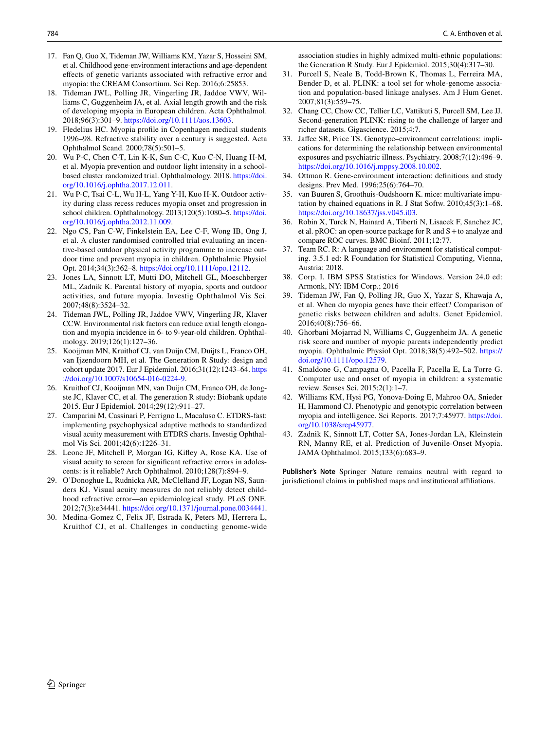17. Fan Q, Guo X, Tideman JW, Williams KM, Yazar S, Hosseini SM, et al. Childhood gene-environment interactions and age-dependent effects of genetic variants associated with refractive error and myopia: the CREAM Consortium. Sci Rep. 2016;6:25853.
18. Tideman JWL, Polling JR, Vingerling JR, Jaddoe VWV, Williams C, Guggenheim JA, et al. Axial length growth and the risk of developing myopia in European children. Acta Ophthalmol. 2018;96(3):301–9. https://doi.org/10.1111/aos.13603.
19. Fledelius HC. Myopia profile in Copenhagen medical students 1996–98. Refractive stability over a century is suggested. Acta Ophthalmol Scand. 2000;78(5):501–5.
20. Wu P-C, Chen C-T, Lin K-K, Sun C-C, Kuo C-N, Huang H-M, et al. Myopia prevention and outdoor light intensity in a school-based cluster randomized trial. Ophthalmology. 2018. https://doi.org/10.1016/j.ophtha.2017.12.011.
21. Wu P-C, Tsai C-L, Wu H-L, Yang Y-H, Kuo H-K. Outdoor activity during class recess reduces myopia onset and progression in school children. Ophthalmology. 2013;120(5):1080–5. https://doi.org/10.1016/j.ophtha.2012.11.009.
22. Ngo CS, Pan C-W, Finkelstein EA, Lee C-F, Wong IB, Ong J, et al. A cluster randomised controlled trial evaluating an incentive-based outdoor physical activity programme to increase outdoor time and prevent myopia in children. Ophthalmic Physiol Opt. 2014;34(3):362–8. https://doi.org/10.1111/opo.12112.
23. Jones LA, Sinnott LT, Mutti DO, Mitchell GL, Moeschberger ML, Zadnik K. Parental history of myopia, sports and outdoor activities, and future myopia. Investig Ophthalmol Vis Sci. 2007;48(8):3524–32.
24. Tideman JWL, Polling JR, Jaddoe VWV, Vingerling JR, Klaver CCW. Environmental risk factors can reduce axial length elongation and myopia incidence in 6- to 9-year-old children. Ophthalmology. 2019;126(1):127–36.
25. Kooijman MN, Kruithof CJ, van Duijn CM, Duijts L, Franco OH, van Ijzendoorn MH, et al. The Generation R Study: design and cohort update 2017. Eur J Epidemiol. 2016;31(12):1243–64. https://doi.org/10.1007/s10654-016-0224-9.
26. Kruithof CJ, Kooijman MN, van Duijn CM, Franco OH, de Jongste JC, Klaver CC, et al. The generation R study: Biobank update 2015. Eur J Epidemiol. 2014;29(12):911–27.
27. Camparini M, Cassinari P, Ferrigno L, Macaluso C. ETDRS-fast: implementing psychophysical adaptive methods to standardized visual acuity measurement with ETDRS charts. Investig Ophthalmol Vis Sci. 2001;42(6):1226–31.
28. Leone JF, Mitchell P, Morgan IG, Kifley A, Rose KA. Use of visual acuity to screen for significant refractive errors in adolescents: is it reliable? Arch Ophthalmol. 2010;128(7):894–9.
29. O'Donoghue L, Rudnicka AR, McClelland JF, Logan NS, Saunders KJ. Visual acuity measures do not reliably detect childhood refractive error—an epidemiological study. PLoS ONE. 2012;7(3):e34441. https://doi.org/10.1371/journal.pone.0034441.
30. Medina-Gomez C, Felix JF, Estrada K, Peters MJ, Herrera L, Kruithof CJ, et al. Challenges in conducting genome-wide association studies in highly admixed multi-ethnic populations: the Generation R Study. Eur J Epidemiol. 2015;30(4):317–30.
31. Purcell S, Neale B, Todd-Brown K, Thomas L, Ferreira MA, Bender D, et al. PLINK: a tool set for whole-genome association and population-based linkage analyses. Am J Hum Genet. 2007;81(3):559–75.
32. Chang CC, Chow CC, Tellier LC, Vattikuti S, Purcell SM, Lee JJ. Second-generation PLINK: rising to the challenge of larger and richer datasets. Gigascience. 2015;4:7.
33. Jaffee SR, Price TS. Genotype–environment correlations: implications for determining the relationship between environmental exposures and psychiatric illness. Psychiatry. 2008;7(12):496–9. https://doi.org/10.1016/j.mppsy.2008.10.002.
34. Ottman R. Gene-environment interaction: definitions and study designs. Prev Med. 1996;25(6):764–70.
35. van Buuren S, Groothuis-Oudshoorn K. mice: multivariate imputation by chained equations in R. J Stat Softw. 2010;45(3):1–68. https://doi.org/10.18637/jss.v045.i03.
36. Robin X, Turck N, Hainard A, Tiberti N, Lisacek F, Sanchez JC, et al. pROC: an open-source package for R and S+to analyze and compare ROC curves. BMC Bioinf. 2011;12:77.
37. Team RC. R: A language and environment for statistical computing. 3.5.1 ed: R Foundation for Statistical Computing, Vienna, Austria; 2018.
38. Corp. I. IBM SPSS Statistics for Windows. Version 24.0 ed: Armonk, NY: IBM Corp.; 2016
39. Tideman JW, Fan Q, Polling JR, Guo X, Yazar S, Khawaja A, et al. When do myopia genes have their effect? Comparison of genetic risks between children and adults. Genet Epidemiol. 2016;40(8):756–66.
40. Ghorbani Mojarrad N, Williams C, Guggenheim JA. A genetic risk score and number of myopic parents independently predict myopia. Ophthalmic Physiol Opt. 2018;38(5):492–502. https://doi.org/10.1111/opo.12579.
41. Smaldone G, Campagna O, Pacella F, Pacella E, La Torre G. Computer use and onset of myopia in children: a systematic review. Senses Sci. 2015;2(1):1–7.
42. Williams KM, Hysi PG, Yonova-Doing E, Mahroo OA, Snieder H, Hammond CJ. Phenotypic and genotypic correlation between myopia and intelligence. Sci Reports. 2017;7:45977. https://doi.org/10.1038/srep45977.
43. Zadnik K, Sinnott LT, Cotter SA, Jones-Jordan LA, Kleinstein RN, Manny RE, et al. Prediction of Juvenile-Onset Myopia. JAMA Ophthalmol. 2015;133(6):683–9.

**Publisher's Note** Springer Nature remains neutral with regard to jurisdictional claims in published maps and institutional affiliations.